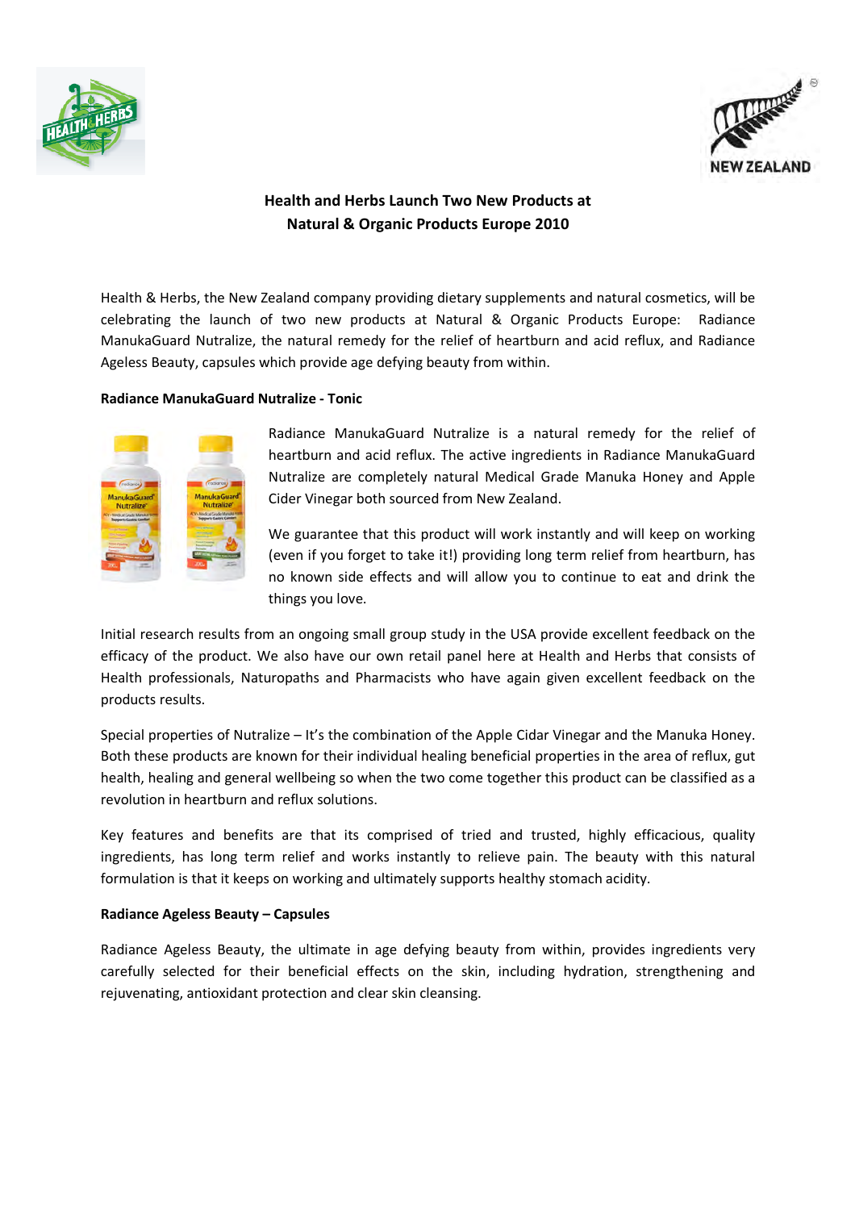# Health and Herbs Launch Two New Products at Natural & Organic Products Europe 2010

Health & Herbs, the New Zealand company providing dietary supplements and natural cosmetics, will be celebrating the launch of two new products at Natural & Organic Products Europe: Radiance ManukaGuard Nutralize, the natural remedy for the relief of heartburn and acid reflux, and Radiance Ageless Beauty, capsules which provide age defying beauty from within.

**Radiance ManukaGuard Nutralize - Tonic**

Radiance ManukaGuard Nutralize is a natural remedy for the relief of heartburn and acid reflux. The active ingredients in Radiance ManukaGuard Nutralize are completely natural Medical Grade Manuka Honey and Apple Cider Vinegar both sourced from New Zealand.

We guarantee that this product will work instantly and will keep on working (even if you forget to take it!) providing long term relief from heartburn, has no known side effects and will allow you to continue to eat and drink the things you love.

Initial research results from an ongoing small group study in the USA provide excellent feedback on the efficacy of the product. We also have our own retail panel here at Health and Herbs that consists of Health professionals, Naturopaths and Pharmacists who have again given excellent feedback on the products results.

Special properties of Nutralize – It's the combination of the Apple Cidar Vinegar and the Manuka Honey. Both these products are known for their individual healing beneficial properties in the area of reflux, gut health, healing and general wellbeing so when the two come together this product can be classified as a revolution in heartburn and reflux solutions.

Key features and benefits are that its comprised of tried and trusted, highly efficacious, quality ingredients, has long term relief and works instantly to relieve pain. The beauty with this natural formulation is that it keeps on working and ultimately supports healthy stomach acidity.

**Radiance Ageless Beauty – Capsules**

Radiance Ageless Beauty, the ultimate in age defying beauty from within, provides ingredients very carefully selected for their beneficial effects on the skin, including hydration, strengthening and rejuvenating, antioxidant protection and clear skin cleansing.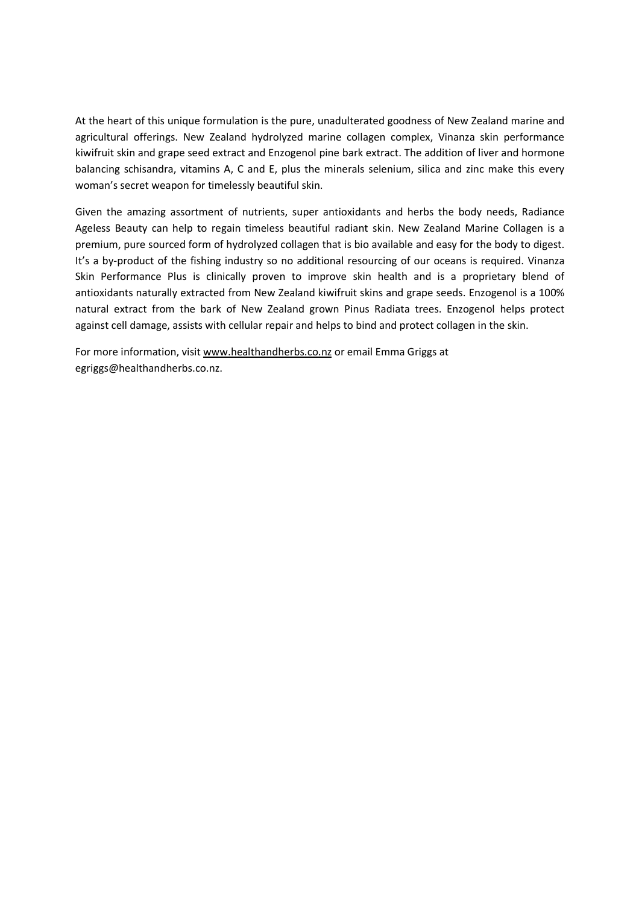At the heart of this unique formulation is the pure, unadulterated goodness of New Zealand marine and agricultural offerings. New Zealand hydrolyzed marine collagen complex, Vinanza skin performance kiwifruit skin and grape seed extract and Enzogenol pine bark extract. The addition of liver and hormone balancing schisandra, vitamins A, C and E, plus the minerals selenium, silica and zinc make this every woman's secret weapon for timelessly beautiful skin.

Given the amazing assortment of nutrients, super antioxidants and herbs the body needs, Radiance Ageless Beauty can help to regain timeless beautiful radiant skin. New Zealand Marine Collagen is a premium, pure sourced form of hydrolyzed collagen that is bio available and easy for the body to digest. It's a by-product of the fishing industry so no additional resourcing of our oceans is required. Vinanza Skin Performance Plus is clinically proven to improve skin health and is a proprietary blend of antioxidants naturally extracted from New Zealand kiwifruit skins and grape seeds. Enzogenol is a 100% natural extract from the bark of New Zealand grown Pinus Radiata trees. Enzogenol helps protect against cell damage, assists with cellular repair and helps to bind and protect collagen in the skin.

For more information, visit www.healthandherbs.co.nz or email Emma Griggs at egriggs@healthandherbs.co.nz.